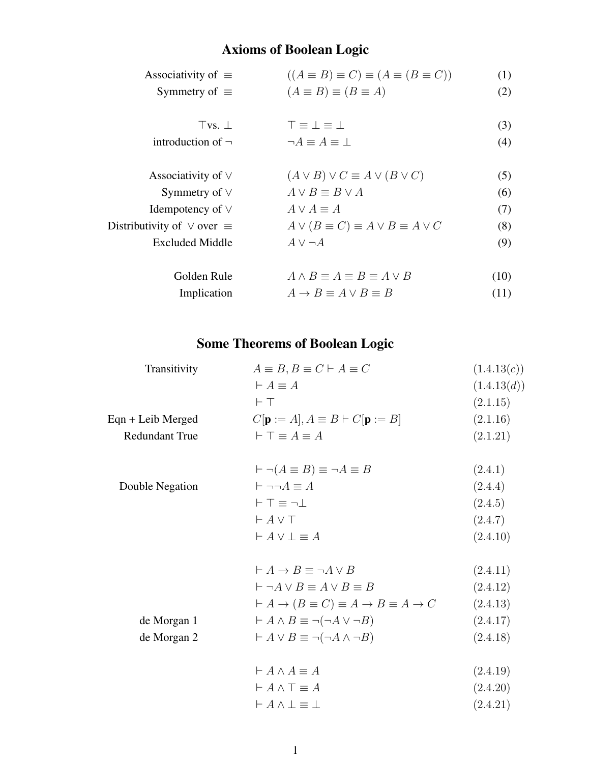# Axioms of Boolean Logic

| | | |
|---|---|---|
| Associativity of $\equiv$ | $((A \equiv B) \equiv C) \equiv (A \equiv (B \equiv C))$ | (1) |
| Symmetry of $\equiv$ | $(A \equiv B) \equiv (B \equiv A)$ | (2) |
| $\top$vs. $\bot$ | $\top \equiv \bot \equiv \bot$ | (3) |
| introduction of $\neg$ | $\neg A \equiv A \equiv \bot$ | (4) |
| Associativity of $\vee$ | $(A \vee B) \vee C \equiv A \vee (B \vee C)$ | (5) |
| Symmetry of $\vee$ | $A \vee B \equiv B \vee A$ | (6) |
| Idempotency of $\vee$ | $A \vee A \equiv A$ | (7) |
| Distributivity of $\vee$ over $\equiv$ | $A \vee (B \equiv C) \equiv A \vee B \equiv A \vee C$ | (8) |
| Excluded Middle | $A \vee \neg A$ | (9) |
| Golden Rule | $A \wedge B \equiv A \equiv B \equiv A \vee B$ | (10) |
| Implication | $A \to B \equiv A \vee B \equiv B$ | (11) |

# Some Theorems of Boolean Logic

| | | |
|---|---|---|
| Transitivity | $A \equiv B, B \equiv C \vdash A \equiv C$ | $(1.4.13(c))$ |
| | $\vdash A \equiv A$ | $(1.4.13(d))$ |
| | $\vdash \top$ | $(2.1.15)$ |
| Eqn + Leib Merged | $C[\mathbf{p} := A], A \equiv B \vdash C[\mathbf{p} := B]$ | $(2.1.16)$ |
| Redundant True | $\vdash \top \equiv A \equiv A$ | $(2.1.21)$ |
| | $\vdash \neg(A \equiv B) \equiv \neg A \equiv B$ | $(2.4.1)$ |
| Double Negation | $\vdash \neg\neg A \equiv A$ | $(2.4.4)$ |
| | $\vdash \top \equiv \neg\bot$ | $(2.4.5)$ |
| | $\vdash A \vee \top$ | $(2.4.7)$ |
| | $\vdash A \vee \bot \equiv A$ | $(2.4.10)$ |
| | $\vdash A \to B \equiv \neg A \vee B$ | $(2.4.11)$ |
| | $\vdash \neg A \vee B \equiv A \vee B \equiv B$ | $(2.4.12)$ |
| | $\vdash A \to (B \equiv C) \equiv A \to B \equiv A \to C$ | $(2.4.13)$ |
| de Morgan 1 | $\vdash A \wedge B \equiv \neg(\neg A \vee \neg B)$ | $(2.4.17)$ |
| de Morgan 2 | $\vdash A \vee B \equiv \neg(\neg A \wedge \neg B)$ | $(2.4.18)$ |
| | $\vdash A \wedge A \equiv A$ | $(2.4.19)$ |
| | $\vdash A \wedge \top \equiv A$ | $(2.4.20)$ |
| | $\vdash A \wedge \bot \equiv \bot$ | $(2.4.21)$ |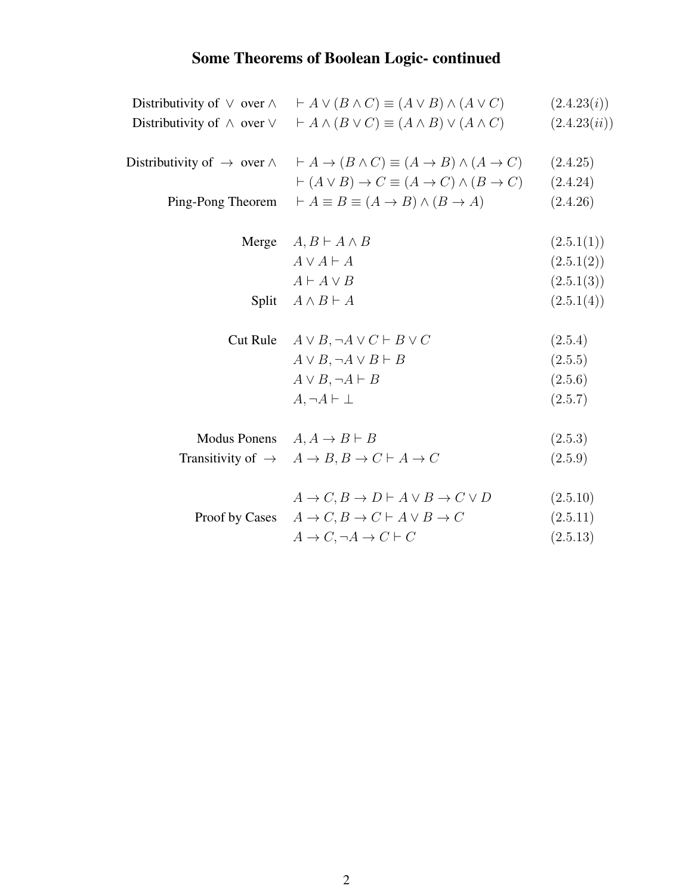# Some Theorems of Boolean Logic- continued

| | | |
|---|---|---|
| Distributivity of $\vee$ over $\wedge$ | $\vdash A \vee (B \wedge C) \equiv (A \vee B) \wedge (A \vee C)$ | $(2.4.23(i))$ |
| Distributivity of $\wedge$ over $\vee$ | $\vdash A \wedge (B \vee C) \equiv (A \wedge B) \vee (A \wedge C)$ | $(2.4.23(ii))$ |
| Distributivity of $\to$ over $\wedge$ | $\vdash A \to (B \wedge C) \equiv (A \to B) \wedge (A \to C)$ | $(2.4.25)$ |
| | $\vdash (A \vee B) \to C \equiv (A \to C) \wedge (B \to C)$ | $(2.4.24)$ |
| Ping-Pong Theorem | $\vdash A \equiv B \equiv (A \to B) \wedge (B \to A)$ | $(2.4.26)$ |
| Merge | $A, B \vdash A \wedge B$ | $(2.5.1(1))$ |
| | $A \vee A \vdash A$ | $(2.5.1(2))$ |
| | $A \vdash A \vee B$ | $(2.5.1(3))$ |
| Split | $A \wedge B \vdash A$ | $(2.5.1(4))$ |
| Cut Rule | $A \vee B, \neg A \vee C \vdash B \vee C$ | $(2.5.4)$ |
| | $A \vee B, \neg A \vee B \vdash B$ | $(2.5.5)$ |
| | $A \vee B, \neg A \vdash B$ | $(2.5.6)$ |
| | $A, \neg A \vdash \bot$ | $(2.5.7)$ |
| Modus Ponens | $A, A \to B \vdash B$ | $(2.5.3)$ |
| Transitivity of $\to$ | $A \to B, B \to C \vdash A \to C$ | $(2.5.9)$ |
| | $A \to C, B \to D \vdash A \vee B \to C \vee D$ | $(2.5.10)$ |
| Proof by Cases | $A \to C, B \to C \vdash A \vee B \to C$ | $(2.5.11)$ |
| | $A \to C, \neg A \to C \vdash C$ | $(2.5.13)$ |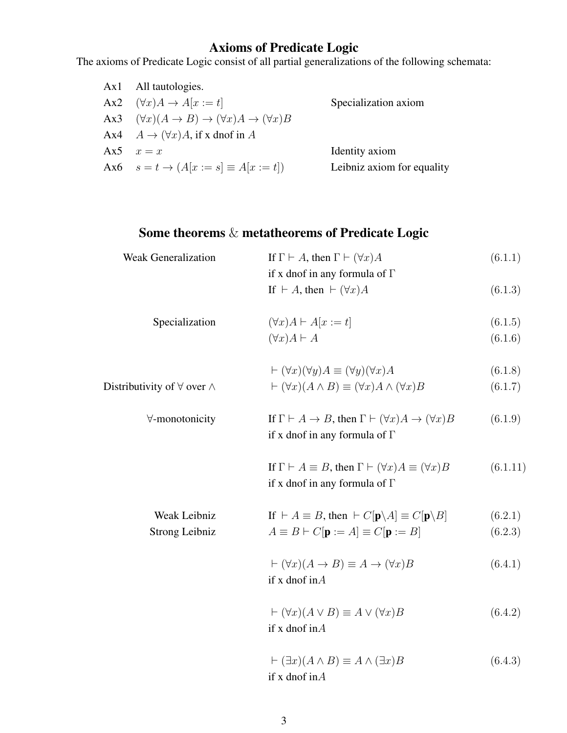## Axioms of Predicate Logic

The axioms of Predicate Logic consist of all partial generalizations of the following schemata:

| | | |
|---|---|---|
| Ax1 | All tautologies. | |
| Ax2 | $(\forall x)A \to A[x := t]$ | Specialization axiom |
| Ax3 | $(\forall x)(A \to B) \to (\forall x)A \to (\forall x)B$ | |
| Ax4 | $A \to (\forall x)A$, if x dnof in $A$ | |
| Ax5 | $x = x$ | Identity axiom |
| Ax6 | $s = t \to (A[x := s] \equiv A[x := t])$ | Leibniz axiom for equality |

## Some theorems & metatheorems of Predicate Logic

| | | |
|---|---|---|
| Weak Generalization | If $\Gamma \vdash A$, then $\Gamma \vdash (\forall x)A$ if x dnof in any formula of $\Gamma$ | (6.1.1) |
| | If $\vdash A$, then $\vdash (\forall x)A$ | (6.1.3) |
| Specialization | $(\forall x)A \vdash A[x := t]$ | (6.1.5) |
| | $(\forall x)A \vdash A$ | (6.1.6) |
| | $\vdash (\forall x)(\forall y)A \equiv (\forall y)(\forall x)A$ | (6.1.8) |
| Distributivity of $\forall$ over $\wedge$ | $\vdash (\forall x)(A \wedge B) \equiv (\forall x)A \wedge (\forall x)B$ | (6.1.7) |
| $\forall$-monotonicity | If $\Gamma \vdash A \to B$, then $\Gamma \vdash (\forall x)A \to (\forall x)B$ if x dnof in any formula of $\Gamma$ | (6.1.9) |
| | If $\Gamma \vdash A \equiv B$, then $\Gamma \vdash (\forall x)A \equiv (\forall x)B$ if x dnof in any formula of $\Gamma$ | (6.1.11) |
| Weak Leibniz | If $\vdash A \equiv B$, then $\vdash C[\mathbf{p} \backslash A] \equiv C[\mathbf{p} \backslash B]$ | (6.2.1) |
| Strong Leibniz | $A \equiv B \vdash C[\mathbf{p} := A] \equiv C[\mathbf{p} := B]$ | (6.2.3) |
| | $\vdash (\forall x)(A \to B) \equiv A \to (\forall x)B$ if x dnof in $A$ | (6.4.1) |
| | $\vdash (\forall x)(A \vee B) \equiv A \vee (\forall x)B$ if x dnof in $A$ | (6.4.2) |
| | $\vdash (\exists x)(A \wedge B) \equiv A \wedge (\exists x)B$ if x dnof in $A$ | (6.4.3) |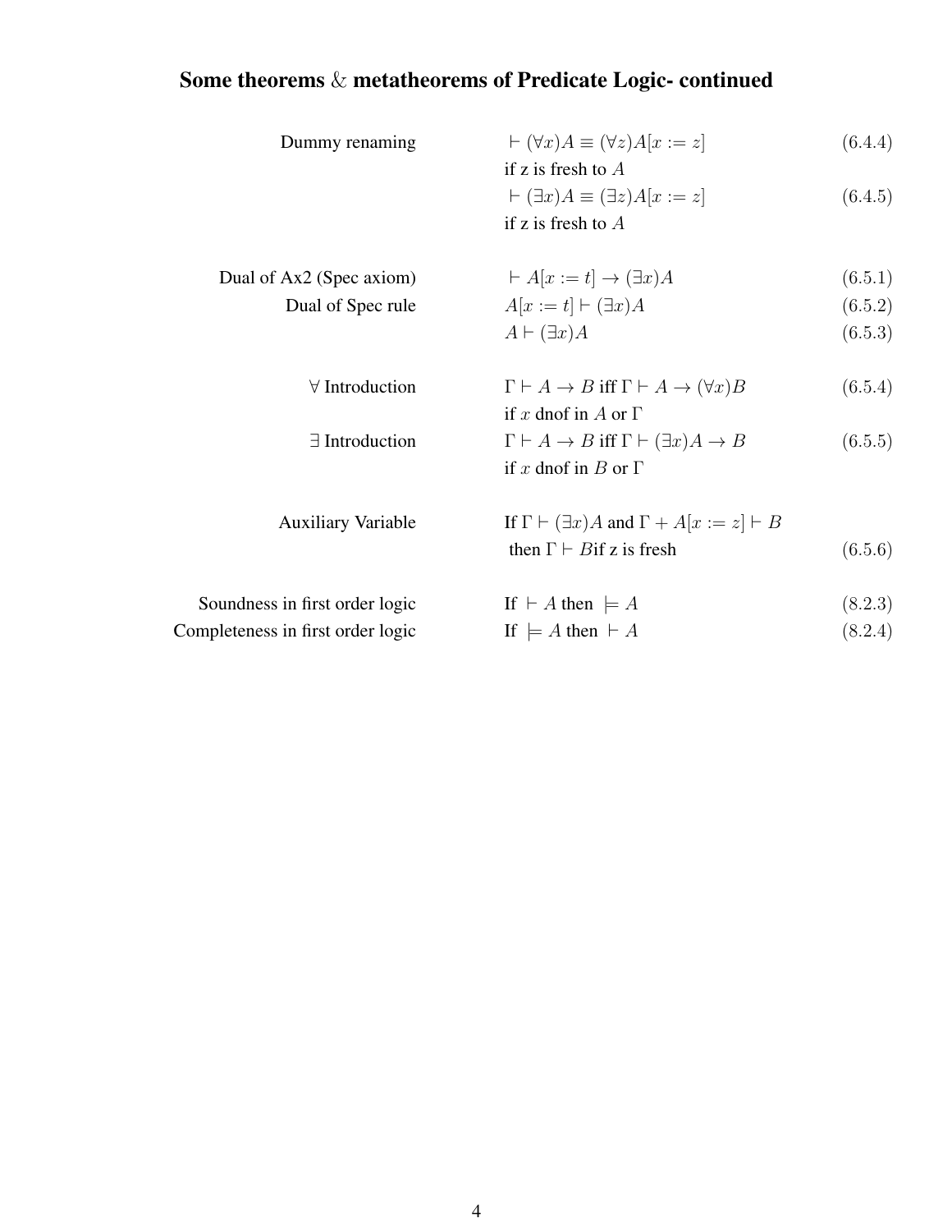# Some theorems & metatheorems of Predicate Logic- continued

| | | |
|---|---|---|
| Dummy renaming | $\vdash (\forall x)A \equiv (\forall z)A[x := z]$ <br> if z is fresh to $A$ | (6.4.4) |
| | $\vdash (\exists x)A \equiv (\exists z)A[x := z]$ <br> if z is fresh to $A$ | (6.4.5) |
| Dual of Ax2 (Spec axiom) | $\vdash A[x := t] \to (\exists x)A$ | (6.5.1) |
| Dual of Spec rule | $A[x := t] \vdash (\exists x)A$ | (6.5.2) |
| | $A \vdash (\exists x)A$ | (6.5.3) |
| $\forall$ Introduction | $\Gamma \vdash A \to B$ iff $\Gamma \vdash A \to (\forall x)B$ <br> if $x$ dnof in $A$ or $\Gamma$ | (6.5.4) |
| $\exists$ Introduction | $\Gamma \vdash A \to B$ iff $\Gamma \vdash (\exists x)A \to B$ <br> if $x$ dnof in $B$ or $\Gamma$ | (6.5.5) |
| Auxiliary Variable | If $\Gamma \vdash (\exists x)A$ and $\Gamma + A[x := z] \vdash B$ <br> then $\Gamma \vdash B$if z is fresh | (6.5.6) |
| Soundness in first order logic | If $\vdash A$ then $\models A$ | (8.2.3) |
| Completeness in first order logic | If $\models A$ then $\vdash A$ | (8.2.4) |